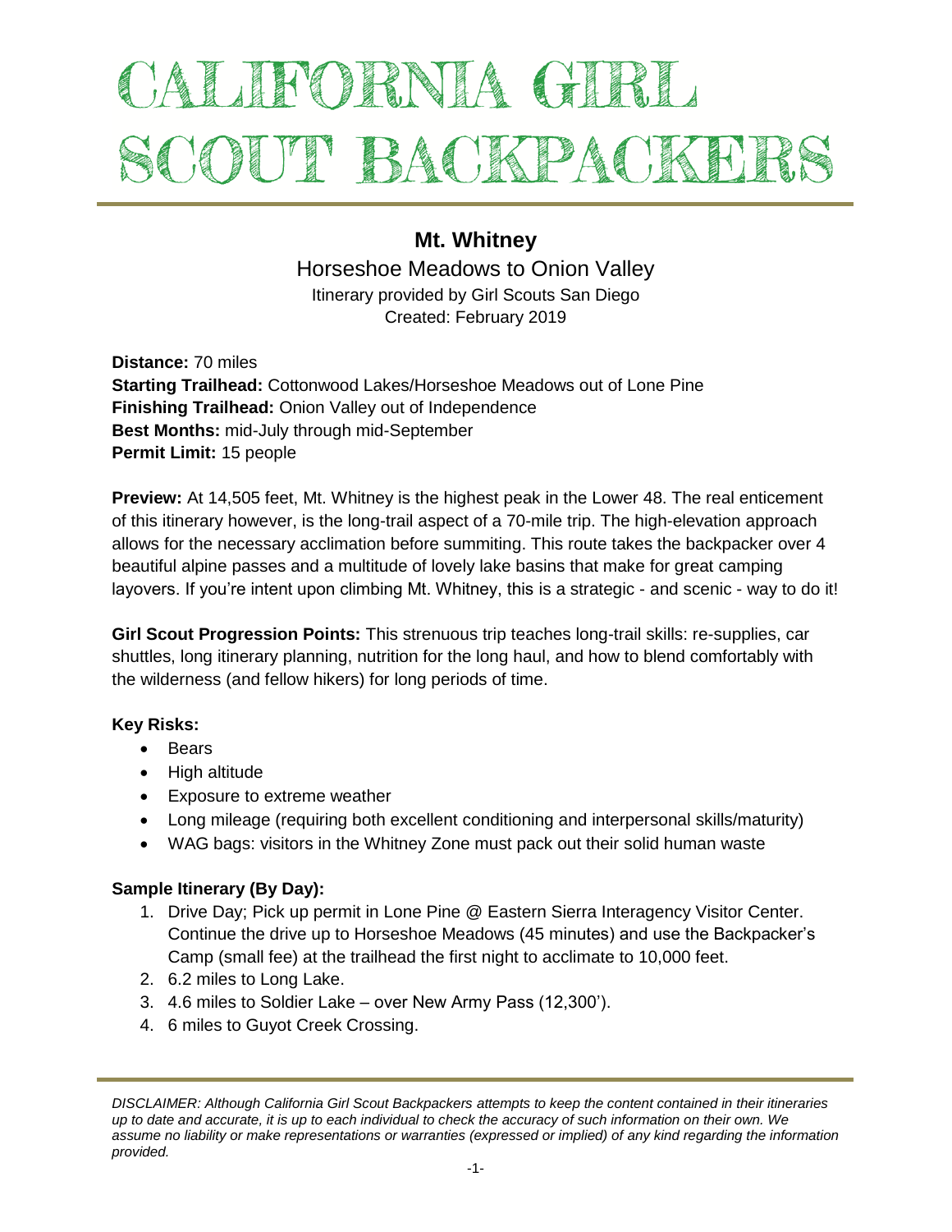# CALIFORNIA GIRL SCOUT BACKPACKERS

## Mt. Whitney

### Horseshoe Meadows to Onion Valley

Itinerary provided by Girl Scouts San Diego
Created: February 2019

**Distance:** 70 miles
**Starting Trailhead:** Cottonwood Lakes/Horseshoe Meadows out of Lone Pine
**Finishing Trailhead:** Onion Valley out of Independence
**Best Months:** mid-July through mid-September
**Permit Limit:** 15 people

**Preview:** At 14,505 feet, Mt. Whitney is the highest peak in the Lower 48. The real enticement of this itinerary however, is the long-trail aspect of a 70-mile trip. The high-elevation approach allows for the necessary acclimation before summiting. This route takes the backpacker over 4 beautiful alpine passes and a multitude of lovely lake basins that make for great camping layovers. If you're intent upon climbing Mt. Whitney, this is a strategic - and scenic - way to do it!

**Girl Scout Progression Points:** This strenuous trip teaches long-trail skills: re-supplies, car shuttles, long itinerary planning, nutrition for the long haul, and how to blend comfortably with the wilderness (and fellow hikers) for long periods of time.

**Key Risks:**

- Bears
- High altitude
- Exposure to extreme weather
- Long mileage (requiring both excellent conditioning and interpersonal skills/maturity)
- WAG bags: visitors in the Whitney Zone must pack out their solid human waste

**Sample Itinerary (By Day):**

1. Drive Day; Pick up permit in Lone Pine @ Eastern Sierra Interagency Visitor Center. Continue the drive up to Horseshoe Meadows (45 minutes) and use the Backpacker's Camp (small fee) at the trailhead the first night to acclimate to 10,000 feet.
2. 6.2 miles to Long Lake.
3. 4.6 miles to Soldier Lake – over New Army Pass (12,300').
4. 6 miles to Guyot Creek Crossing.

*DISCLAIMER: Although California Girl Scout Backpackers attempts to keep the content contained in their itineraries up to date and accurate, it is up to each individual to check the accuracy of such information on their own. We assume no liability or make representations or warranties (expressed or implied) of any kind regarding the information provided.*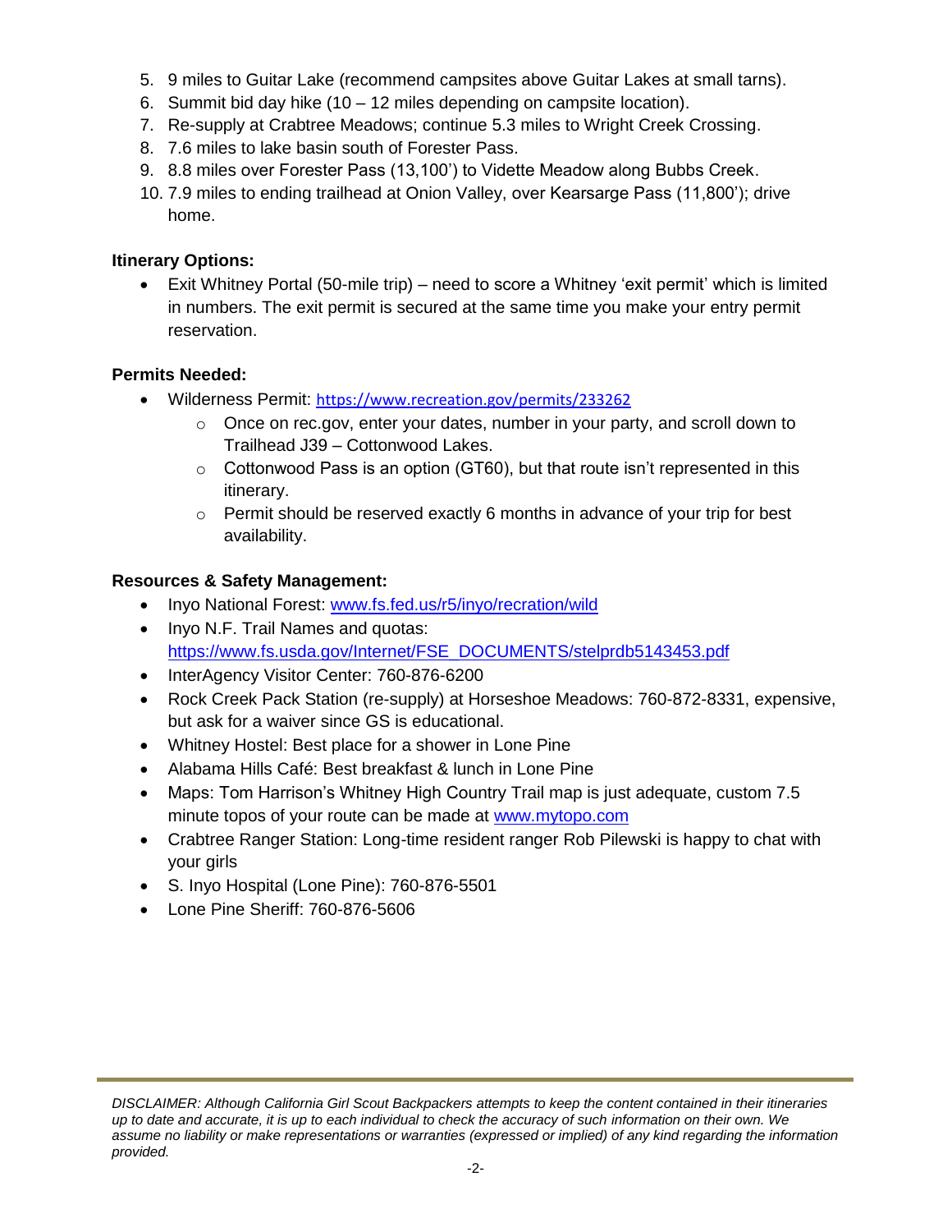5. 9 miles to Guitar Lake (recommend campsites above Guitar Lakes at small tarns).
6. Summit bid day hike (10 – 12 miles depending on campsite location).
7. Re-supply at Crabtree Meadows; continue 5.3 miles to Wright Creek Crossing.
8. 7.6 miles to lake basin south of Forester Pass.
9. 8.8 miles over Forester Pass (13,100') to Vidette Meadow along Bubbs Creek.
10. 7.9 miles to ending trailhead at Onion Valley, over Kearsarge Pass (11,800'); drive home.

**Itinerary Options:**

- Exit Whitney Portal (50-mile trip) – need to score a Whitney 'exit permit' which is limited in numbers. The exit permit is secured at the same time you make your entry permit reservation.

**Permits Needed:**

- Wilderness Permit: https://www.recreation.gov/permits/233262
  - Once on rec.gov, enter your dates, number in your party, and scroll down to Trailhead J39 – Cottonwood Lakes.
  - Cottonwood Pass is an option (GT60), but that route isn't represented in this itinerary.
  - Permit should be reserved exactly 6 months in advance of your trip for best availability.

**Resources & Safety Management:**

- Inyo National Forest: www.fs.fed.us/r5/inyo/recration/wild
- Inyo N.F. Trail Names and quotas: https://www.fs.usda.gov/Internet/FSE_DOCUMENTS/stelprdb5143453.pdf
- InterAgency Visitor Center: 760-876-6200
- Rock Creek Pack Station (re-supply) at Horseshoe Meadows: 760-872-8331, expensive, but ask for a waiver since GS is educational.
- Whitney Hostel: Best place for a shower in Lone Pine
- Alabama Hills Café: Best breakfast & lunch in Lone Pine
- Maps: Tom Harrison's Whitney High Country Trail map is just adequate, custom 7.5 minute topos of your route can be made at www.mytopo.com
- Crabtree Ranger Station: Long-time resident ranger Rob Pilewski is happy to chat with your girls
- S. Inyo Hospital (Lone Pine): 760-876-5501
- Lone Pine Sheriff: 760-876-5606

*DISCLAIMER: Although California Girl Scout Backpackers attempts to keep the content contained in their itineraries up to date and accurate, it is up to each individual to check the accuracy of such information on their own. We assume no liability or make representations or warranties (expressed or implied) of any kind regarding the information provided.*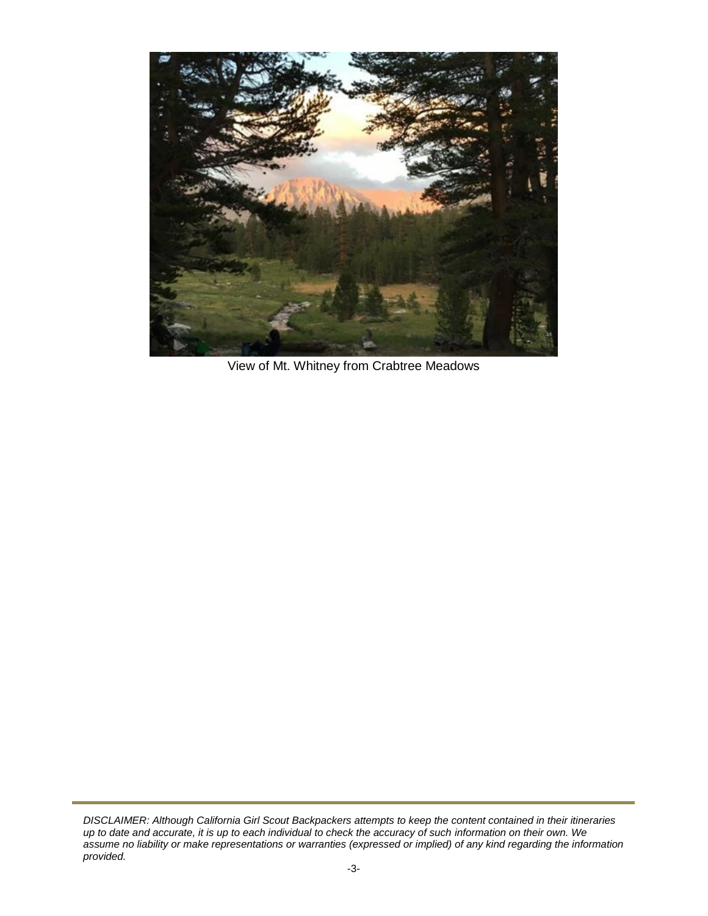View of Mt. Whitney from Crabtree Meadows

*DISCLAIMER: Although California Girl Scout Backpackers attempts to keep the content contained in their itineraries up to date and accurate, it is up to each individual to check the accuracy of such information on their own. We assume no liability or make representations or warranties (expressed or implied) of any kind regarding the information provided.*